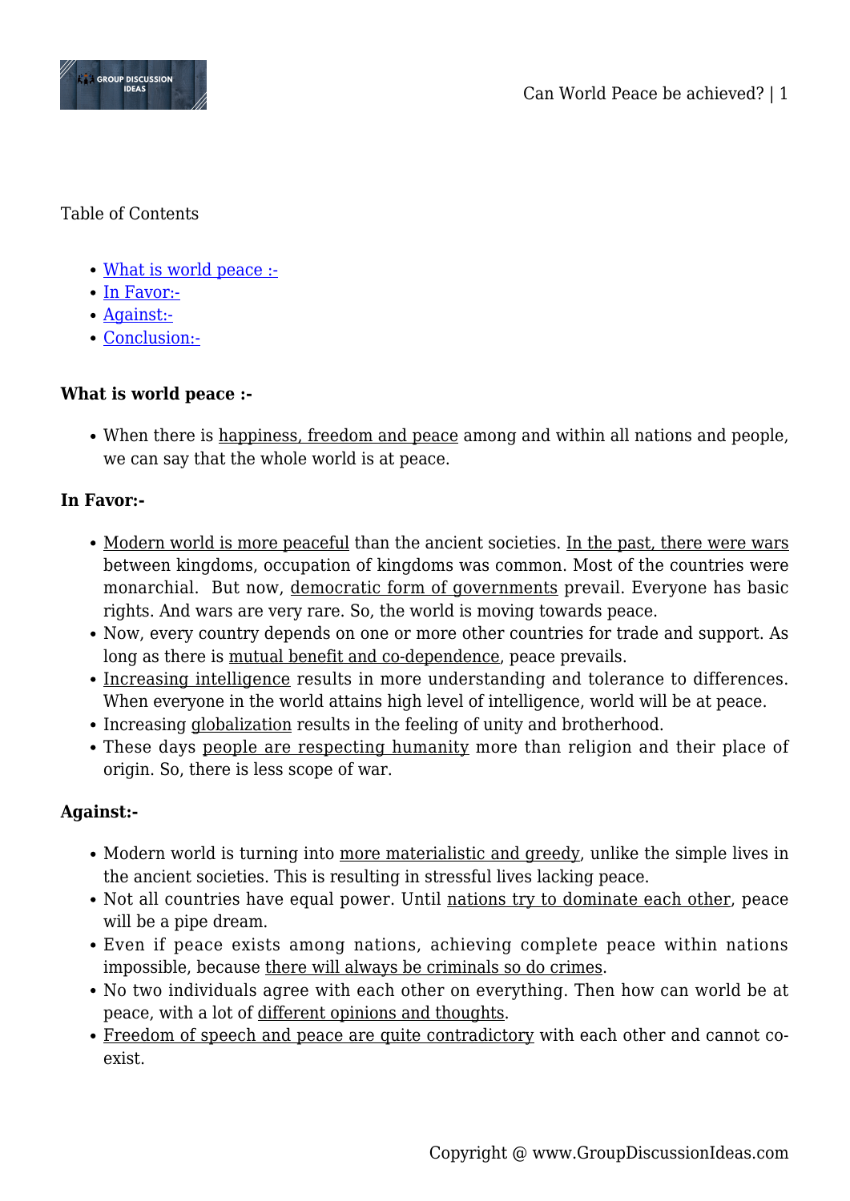Table of Contents

- What is world peace :-
- In Favor:-
- Against:-
- Conclusion:-

**What is world peace :-**

- When there is happiness, freedom and peace among and within all nations and people, we can say that the whole world is at peace.

**In Favor:-**

- Modern world is more peaceful than the ancient societies. In the past, there were wars between kingdoms, occupation of kingdoms was common. Most of the countries were monarchial. But now, democratic form of governments prevail. Everyone has basic rights. And wars are very rare. So, the world is moving towards peace.
- Now, every country depends on one or more other countries for trade and support. As long as there is mutual benefit and co-dependence, peace prevails.
- Increasing intelligence results in more understanding and tolerance to differences. When everyone in the world attains high level of intelligence, world will be at peace.
- Increasing globalization results in the feeling of unity and brotherhood.
- These days people are respecting humanity more than religion and their place of origin. So, there is less scope of war.

**Against:-**

- Modern world is turning into more materialistic and greedy, unlike the simple lives in the ancient societies. This is resulting in stressful lives lacking peace.
- Not all countries have equal power. Until nations try to dominate each other, peace will be a pipe dream.
- Even if peace exists among nations, achieving complete peace within nations impossible, because there will always be criminals so do crimes.
- No two individuals agree with each other on everything. Then how can world be at peace, with a lot of different opinions and thoughts.
- Freedom of speech and peace are quite contradictory with each other and cannot co-exist.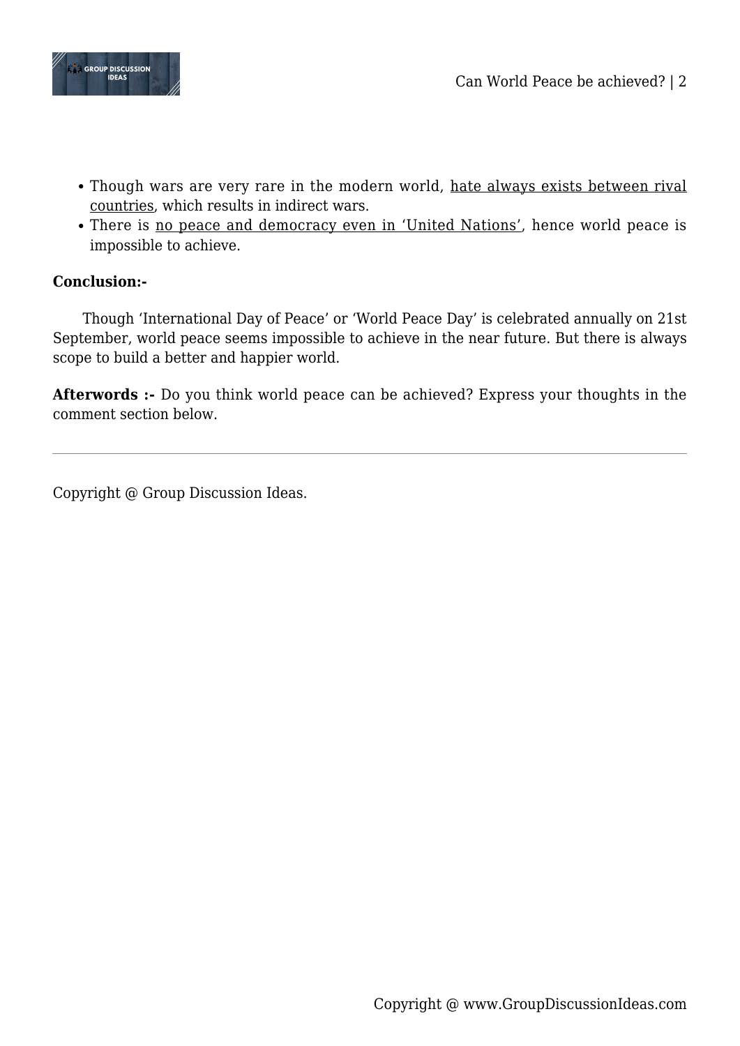- Though wars are very rare in the modern world, hate always exists between rival countries, which results in indirect wars.
- There is no peace and democracy even in 'United Nations', hence world peace is impossible to achieve.

**Conclusion:-**

Though 'International Day of Peace' or 'World Peace Day' is celebrated annually on 21st September, world peace seems impossible to achieve in the near future. But there is always scope to build a better and happier world.

**Afterwords :-** Do you think world peace can be achieved? Express your thoughts in the comment section below.

---

Copyright @ Group Discussion Ideas.